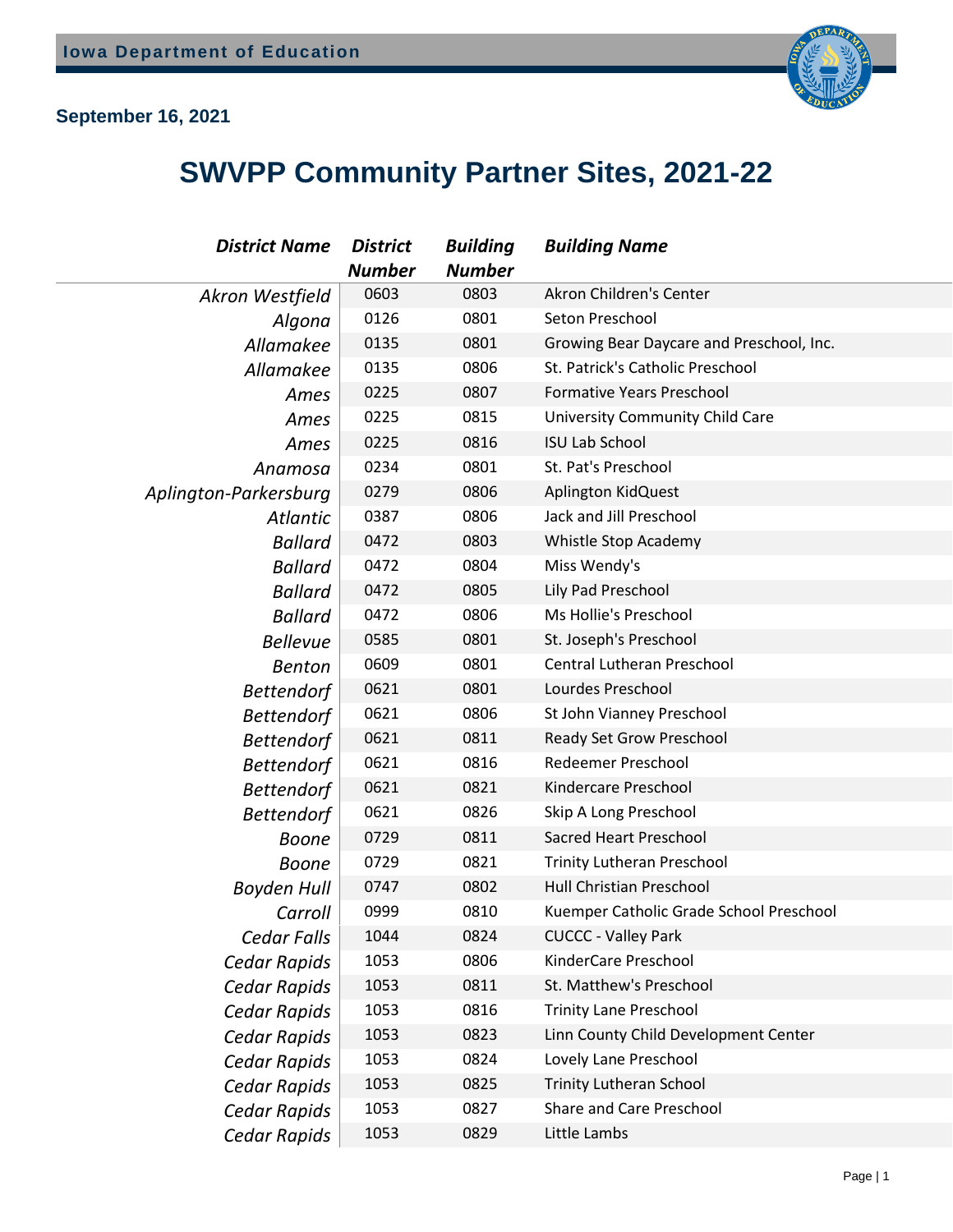Iowa Department of Education

**September 16, 2021**

# SWVPP Community Partner Sites, 2021-22

| *District Name* | *District Number* | *Building Number* | *Building Name* |
|---|---|---|---|
| *Akron Westfield* | 0603 | 0803 | Akron Children's Center |
| *Algona* | 0126 | 0801 | Seton Preschool |
| *Allamakee* | 0135 | 0801 | Growing Bear Daycare and Preschool, Inc. |
| *Allamakee* | 0135 | 0806 | St. Patrick's Catholic Preschool |
| *Ames* | 0225 | 0807 | Formative Years Preschool |
| *Ames* | 0225 | 0815 | University Community Child Care |
| *Ames* | 0225 | 0816 | ISU Lab School |
| *Anamosa* | 0234 | 0801 | St. Pat's Preschool |
| *Aplington-Parkersburg* | 0279 | 0806 | Aplington KidQuest |
| *Atlantic* | 0387 | 0806 | Jack and Jill Preschool |
| *Ballard* | 0472 | 0803 | Whistle Stop Academy |
| *Ballard* | 0472 | 0804 | Miss Wendy's |
| *Ballard* | 0472 | 0805 | Lily Pad Preschool |
| *Ballard* | 0472 | 0806 | Ms Hollie's Preschool |
| *Bellevue* | 0585 | 0801 | St. Joseph's Preschool |
| *Benton* | 0609 | 0801 | Central Lutheran Preschool |
| *Bettendorf* | 0621 | 0801 | Lourdes Preschool |
| *Bettendorf* | 0621 | 0806 | St John Vianney Preschool |
| *Bettendorf* | 0621 | 0811 | Ready Set Grow Preschool |
| *Bettendorf* | 0621 | 0816 | Redeemer Preschool |
| *Bettendorf* | 0621 | 0821 | Kindercare Preschool |
| *Bettendorf* | 0621 | 0826 | Skip A Long Preschool |
| *Boone* | 0729 | 0811 | Sacred Heart Preschool |
| *Boone* | 0729 | 0821 | Trinity Lutheran Preschool |
| *Boyden Hull* | 0747 | 0802 | Hull Christian Preschool |
| *Carroll* | 0999 | 0810 | Kuemper Catholic Grade School Preschool |
| *Cedar Falls* | 1044 | 0824 | CUCCC - Valley Park |
| *Cedar Rapids* | 1053 | 0806 | KinderCare Preschool |
| *Cedar Rapids* | 1053 | 0811 | St. Matthew's Preschool |
| *Cedar Rapids* | 1053 | 0816 | Trinity Lane Preschool |
| *Cedar Rapids* | 1053 | 0823 | Linn County Child Development Center |
| *Cedar Rapids* | 1053 | 0824 | Lovely Lane Preschool |
| *Cedar Rapids* | 1053 | 0825 | Trinity Lutheran School |
| *Cedar Rapids* | 1053 | 0827 | Share and Care Preschool |
| *Cedar Rapids* | 1053 | 0829 | Little Lambs |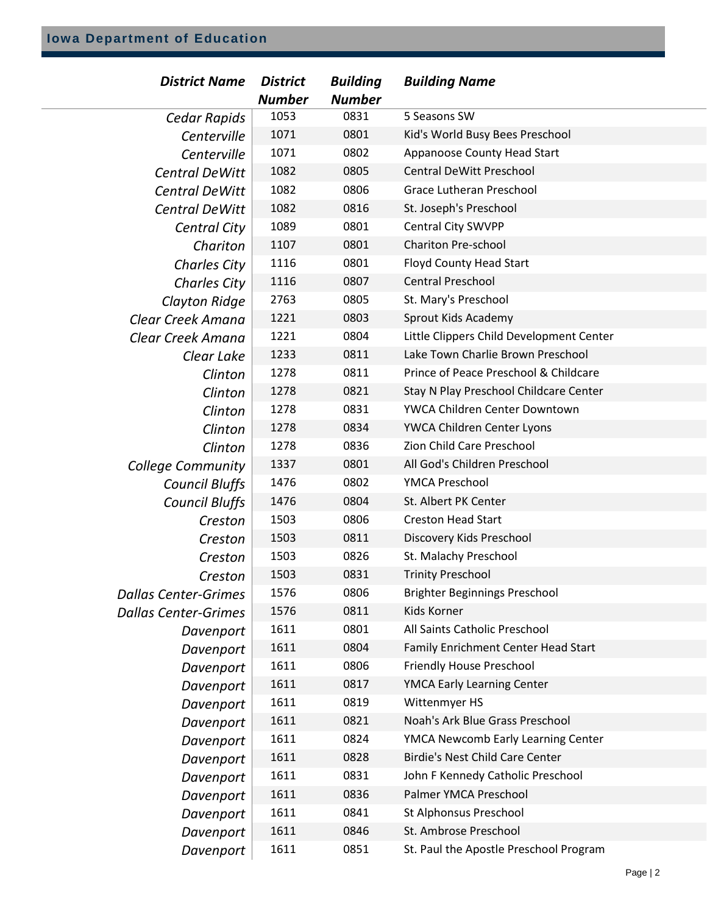| District Name | District Number | Building Number | Building Name |
|---|---|---|---|
| Cedar Rapids | 1053 | 0831 | 5 Seasons SW |
| Centerville | 1071 | 0801 | Kid's World Busy Bees Preschool |
| Centerville | 1071 | 0802 | Appanoose County Head Start |
| Central DeWitt | 1082 | 0805 | Central DeWitt Preschool |
| Central DeWitt | 1082 | 0806 | Grace Lutheran Preschool |
| Central DeWitt | 1082 | 0816 | St. Joseph's Preschool |
| Central City | 1089 | 0801 | Central City SWVPP |
| Chariton | 1107 | 0801 | Chariton Pre-school |
| Charles City | 1116 | 0801 | Floyd County Head Start |
| Charles City | 1116 | 0807 | Central Preschool |
| Clayton Ridge | 2763 | 0805 | St. Mary's Preschool |
| Clear Creek Amana | 1221 | 0803 | Sprout Kids Academy |
| Clear Creek Amana | 1221 | 0804 | Little Clippers Child Development Center |
| Clear Lake | 1233 | 0811 | Lake Town Charlie Brown Preschool |
| Clinton | 1278 | 0811 | Prince of Peace Preschool & Childcare |
| Clinton | 1278 | 0821 | Stay N Play Preschool Childcare Center |
| Clinton | 1278 | 0831 | YWCA Children Center Downtown |
| Clinton | 1278 | 0834 | YWCA Children Center Lyons |
| Clinton | 1278 | 0836 | Zion Child Care Preschool |
| College Community | 1337 | 0801 | All God's Children Preschool |
| Council Bluffs | 1476 | 0802 | YMCA Preschool |
| Council Bluffs | 1476 | 0804 | St. Albert PK Center |
| Creston | 1503 | 0806 | Creston Head Start |
| Creston | 1503 | 0811 | Discovery Kids Preschool |
| Creston | 1503 | 0826 | St. Malachy Preschool |
| Creston | 1503 | 0831 | Trinity Preschool |
| Dallas Center-Grimes | 1576 | 0806 | Brighter Beginnings Preschool |
| Dallas Center-Grimes | 1576 | 0811 | Kids Korner |
| Davenport | 1611 | 0801 | All Saints Catholic Preschool |
| Davenport | 1611 | 0804 | Family Enrichment Center Head Start |
| Davenport | 1611 | 0806 | Friendly House Preschool |
| Davenport | 1611 | 0817 | YMCA Early Learning Center |
| Davenport | 1611 | 0819 | Wittenmyer HS |
| Davenport | 1611 | 0821 | Noah's Ark Blue Grass Preschool |
| Davenport | 1611 | 0824 | YMCA Newcomb Early Learning Center |
| Davenport | 1611 | 0828 | Birdie's Nest Child Care Center |
| Davenport | 1611 | 0831 | John F Kennedy Catholic Preschool |
| Davenport | 1611 | 0836 | Palmer YMCA Preschool |
| Davenport | 1611 | 0841 | St Alphonsus Preschool |
| Davenport | 1611 | 0846 | St. Ambrose Preschool |
| Davenport | 1611 | 0851 | St. Paul the Apostle Preschool Program |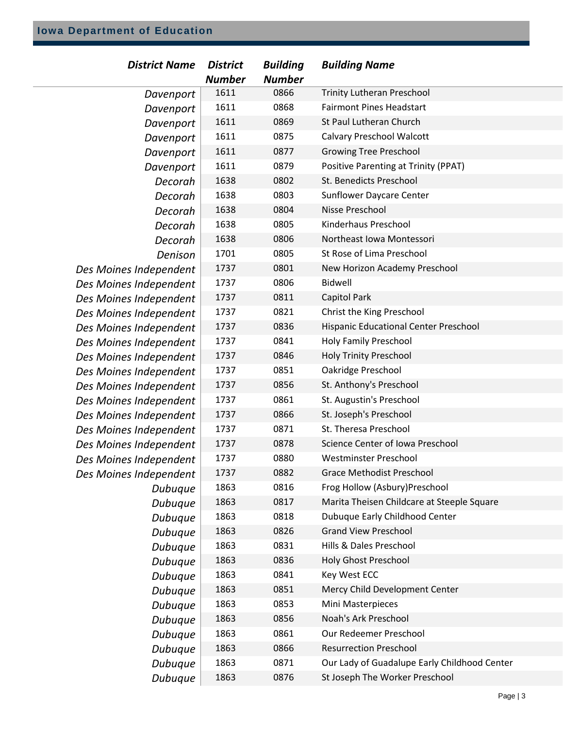| District Name | District Number | Building Number | Building Name |
|---|---|---|---|
| Davenport | 1611 | 0866 | Trinity Lutheran Preschool |
| Davenport | 1611 | 0868 | Fairmont Pines Headstart |
| Davenport | 1611 | 0869 | St Paul Lutheran Church |
| Davenport | 1611 | 0875 | Calvary Preschool Walcott |
| Davenport | 1611 | 0877 | Growing Tree Preschool |
| Davenport | 1611 | 0879 | Positive Parenting at Trinity (PPAT) |
| Decorah | 1638 | 0802 | St. Benedicts Preschool |
| Decorah | 1638 | 0803 | Sunflower Daycare Center |
| Decorah | 1638 | 0804 | Nisse Preschool |
| Decorah | 1638 | 0805 | Kinderhaus Preschool |
| Decorah | 1638 | 0806 | Northeast Iowa Montessori |
| Denison | 1701 | 0805 | St Rose of Lima Preschool |
| Des Moines Independent | 1737 | 0801 | New Horizon Academy Preschool |
| Des Moines Independent | 1737 | 0806 | Bidwell |
| Des Moines Independent | 1737 | 0811 | Capitol Park |
| Des Moines Independent | 1737 | 0821 | Christ the King Preschool |
| Des Moines Independent | 1737 | 0836 | Hispanic Educational Center Preschool |
| Des Moines Independent | 1737 | 0841 | Holy Family Preschool |
| Des Moines Independent | 1737 | 0846 | Holy Trinity Preschool |
| Des Moines Independent | 1737 | 0851 | Oakridge Preschool |
| Des Moines Independent | 1737 | 0856 | St. Anthony's Preschool |
| Des Moines Independent | 1737 | 0861 | St. Augustin's Preschool |
| Des Moines Independent | 1737 | 0866 | St. Joseph's Preschool |
| Des Moines Independent | 1737 | 0871 | St. Theresa Preschool |
| Des Moines Independent | 1737 | 0878 | Science Center of Iowa Preschool |
| Des Moines Independent | 1737 | 0880 | Westminster Preschool |
| Des Moines Independent | 1737 | 0882 | Grace Methodist Preschool |
| Dubuque | 1863 | 0816 | Frog Hollow (Asbury)Preschool |
| Dubuque | 1863 | 0817 | Marita Theisen Childcare at Steeple Square |
| Dubuque | 1863 | 0818 | Dubuque Early Childhood Center |
| Dubuque | 1863 | 0826 | Grand View Preschool |
| Dubuque | 1863 | 0831 | Hills & Dales Preschool |
| Dubuque | 1863 | 0836 | Holy Ghost Preschool |
| Dubuque | 1863 | 0841 | Key West ECC |
| Dubuque | 1863 | 0851 | Mercy Child Development Center |
| Dubuque | 1863 | 0853 | Mini Masterpieces |
| Dubuque | 1863 | 0856 | Noah's Ark Preschool |
| Dubuque | 1863 | 0861 | Our Redeemer Preschool |
| Dubuque | 1863 | 0866 | Resurrection Preschool |
| Dubuque | 1863 | 0871 | Our Lady of Guadalupe Early Childhood Center |
| Dubuque | 1863 | 0876 | St Joseph The Worker Preschool |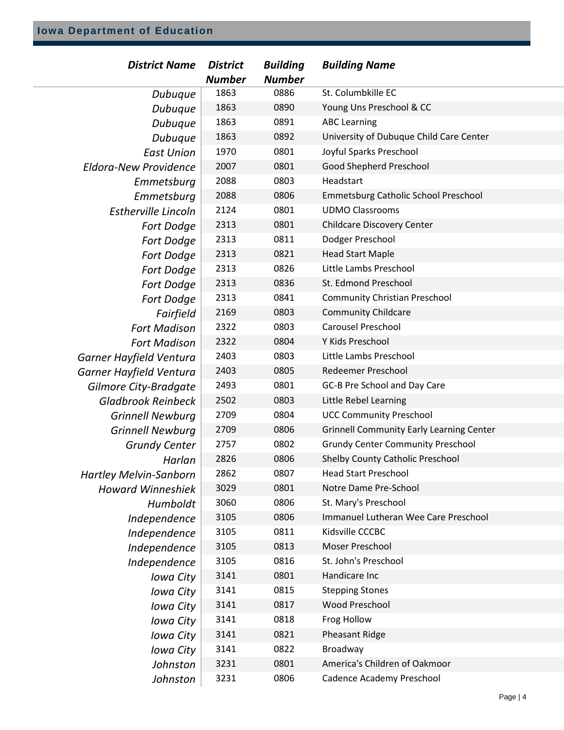| District Name | District Number | Building Number | Building Name |
|---|---|---|---|
| Dubuque | 1863 | 0886 | St. Columbkille EC |
| Dubuque | 1863 | 0890 | Young Uns Preschool & CC |
| Dubuque | 1863 | 0891 | ABC Learning |
| Dubuque | 1863 | 0892 | University of Dubuque Child Care Center |
| East Union | 1970 | 0801 | Joyful Sparks Preschool |
| Eldora-New Providence | 2007 | 0801 | Good Shepherd Preschool |
| Emmetsburg | 2088 | 0803 | Headstart |
| Emmetsburg | 2088 | 0806 | Emmetsburg Catholic School Preschool |
| Estherville Lincoln | 2124 | 0801 | UDMO Classrooms |
| Fort Dodge | 2313 | 0801 | Childcare Discovery Center |
| Fort Dodge | 2313 | 0811 | Dodger Preschool |
| Fort Dodge | 2313 | 0821 | Head Start Maple |
| Fort Dodge | 2313 | 0826 | Little Lambs Preschool |
| Fort Dodge | 2313 | 0836 | St. Edmond Preschool |
| Fort Dodge | 2313 | 0841 | Community Christian Preschool |
| Fairfield | 2169 | 0803 | Community Childcare |
| Fort Madison | 2322 | 0803 | Carousel Preschool |
| Fort Madison | 2322 | 0804 | Y Kids Preschool |
| Garner Hayfield Ventura | 2403 | 0803 | Little Lambs Preschool |
| Garner Hayfield Ventura | 2403 | 0805 | Redeemer Preschool |
| Gilmore City-Bradgate | 2493 | 0801 | GC-B Pre School and Day Care |
| Gladbrook Reinbeck | 2502 | 0803 | Little Rebel Learning |
| Grinnell Newburg | 2709 | 0804 | UCC Community Preschool |
| Grinnell Newburg | 2709 | 0806 | Grinnell Community Early Learning Center |
| Grundy Center | 2757 | 0802 | Grundy Center Community Preschool |
| Harlan | 2826 | 0806 | Shelby County Catholic Preschool |
| Hartley Melvin-Sanborn | 2862 | 0807 | Head Start Preschool |
| Howard Winneshiek | 3029 | 0801 | Notre Dame Pre-School |
| Humboldt | 3060 | 0806 | St. Mary's Preschool |
| Independence | 3105 | 0806 | Immanuel Lutheran Wee Care Preschool |
| Independence | 3105 | 0811 | Kidsville CCCBC |
| Independence | 3105 | 0813 | Moser Preschool |
| Independence | 3105 | 0816 | St. John's Preschool |
| Iowa City | 3141 | 0801 | Handicare Inc |
| Iowa City | 3141 | 0815 | Stepping Stones |
| Iowa City | 3141 | 0817 | Wood Preschool |
| Iowa City | 3141 | 0818 | Frog Hollow |
| Iowa City | 3141 | 0821 | Pheasant Ridge |
| Iowa City | 3141 | 0822 | Broadway |
| Johnston | 3231 | 0801 | America's Children of Oakmoor |
| Johnston | 3231 | 0806 | Cadence Academy Preschool |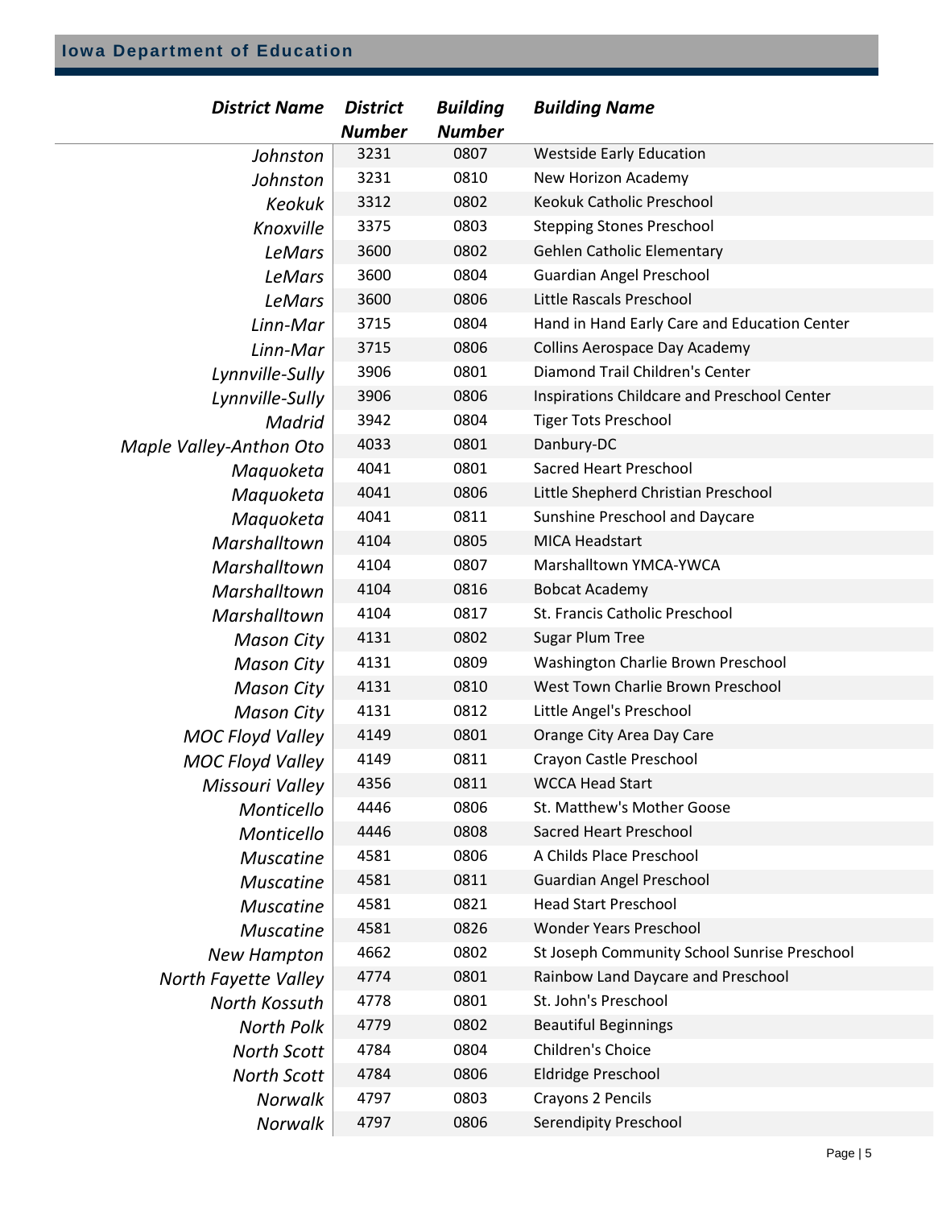| District Name | District Number | Building Number | Building Name |
|---|---|---|---|
| Johnston | 3231 | 0807 | Westside Early Education |
| Johnston | 3231 | 0810 | New Horizon Academy |
| Keokuk | 3312 | 0802 | Keokuk Catholic Preschool |
| Knoxville | 3375 | 0803 | Stepping Stones Preschool |
| LeMars | 3600 | 0802 | Gehlen Catholic Elementary |
| LeMars | 3600 | 0804 | Guardian Angel Preschool |
| LeMars | 3600 | 0806 | Little Rascals Preschool |
| Linn-Mar | 3715 | 0804 | Hand in Hand Early Care and Education Center |
| Linn-Mar | 3715 | 0806 | Collins Aerospace Day Academy |
| Lynnville-Sully | 3906 | 0801 | Diamond Trail Children's Center |
| Lynnville-Sully | 3906 | 0806 | Inspirations Childcare and Preschool Center |
| Madrid | 3942 | 0804 | Tiger Tots Preschool |
| Maple Valley-Anthon Oto | 4033 | 0801 | Danbury-DC |
| Maquoketa | 4041 | 0801 | Sacred Heart Preschool |
| Maquoketa | 4041 | 0806 | Little Shepherd Christian Preschool |
| Maquoketa | 4041 | 0811 | Sunshine Preschool and Daycare |
| Marshalltown | 4104 | 0805 | MICA Headstart |
| Marshalltown | 4104 | 0807 | Marshalltown YMCA-YWCA |
| Marshalltown | 4104 | 0816 | Bobcat Academy |
| Marshalltown | 4104 | 0817 | St. Francis Catholic Preschool |
| Mason City | 4131 | 0802 | Sugar Plum Tree |
| Mason City | 4131 | 0809 | Washington Charlie Brown Preschool |
| Mason City | 4131 | 0810 | West Town Charlie Brown Preschool |
| Mason City | 4131 | 0812 | Little Angel's Preschool |
| MOC Floyd Valley | 4149 | 0801 | Orange City Area Day Care |
| MOC Floyd Valley | 4149 | 0811 | Crayon Castle Preschool |
| Missouri Valley | 4356 | 0811 | WCCA Head Start |
| Monticello | 4446 | 0806 | St. Matthew's Mother Goose |
| Monticello | 4446 | 0808 | Sacred Heart Preschool |
| Muscatine | 4581 | 0806 | A Childs Place Preschool |
| Muscatine | 4581 | 0811 | Guardian Angel Preschool |
| Muscatine | 4581 | 0821 | Head Start Preschool |
| Muscatine | 4581 | 0826 | Wonder Years Preschool |
| New Hampton | 4662 | 0802 | St Joseph Community School Sunrise Preschool |
| North Fayette Valley | 4774 | 0801 | Rainbow Land Daycare and Preschool |
| North Kossuth | 4778 | 0801 | St. John's Preschool |
| North Polk | 4779 | 0802 | Beautiful Beginnings |
| North Scott | 4784 | 0804 | Children's Choice |
| North Scott | 4784 | 0806 | Eldridge Preschool |
| Norwalk | 4797 | 0803 | Crayons 2 Pencils |
| Norwalk | 4797 | 0806 | Serendipity Preschool |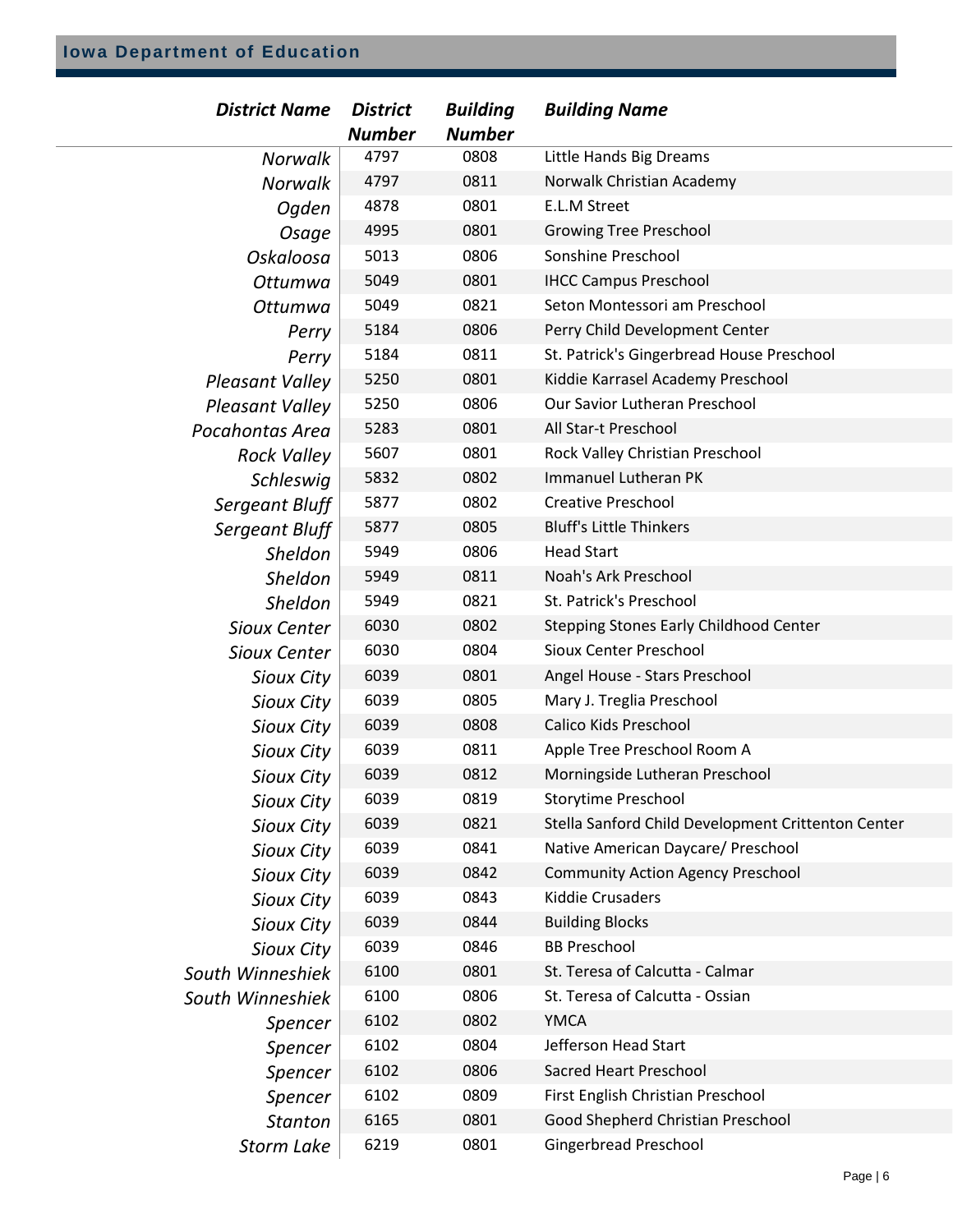| District Name | District Number | Building Number | Building Name |
|---|---|---|---|
| Norwalk | 4797 | 0808 | Little Hands Big Dreams |
| Norwalk | 4797 | 0811 | Norwalk Christian Academy |
| Ogden | 4878 | 0801 | E.L.M Street |
| Osage | 4995 | 0801 | Growing Tree Preschool |
| Oskaloosa | 5013 | 0806 | Sonshine Preschool |
| Ottumwa | 5049 | 0801 | IHCC Campus Preschool |
| Ottumwa | 5049 | 0821 | Seton Montessori am Preschool |
| Perry | 5184 | 0806 | Perry Child Development Center |
| Perry | 5184 | 0811 | St. Patrick's Gingerbread House Preschool |
| Pleasant Valley | 5250 | 0801 | Kiddie Karrasel Academy Preschool |
| Pleasant Valley | 5250 | 0806 | Our Savior Lutheran Preschool |
| Pocahontas Area | 5283 | 0801 | All Star-t Preschool |
| Rock Valley | 5607 | 0801 | Rock Valley Christian Preschool |
| Schleswig | 5832 | 0802 | Immanuel Lutheran PK |
| Sergeant Bluff | 5877 | 0802 | Creative Preschool |
| Sergeant Bluff | 5877 | 0805 | Bluff's Little Thinkers |
| Sheldon | 5949 | 0806 | Head Start |
| Sheldon | 5949 | 0811 | Noah's Ark Preschool |
| Sheldon | 5949 | 0821 | St. Patrick's Preschool |
| Sioux Center | 6030 | 0802 | Stepping Stones Early Childhood Center |
| Sioux Center | 6030 | 0804 | Sioux Center Preschool |
| Sioux City | 6039 | 0801 | Angel House - Stars Preschool |
| Sioux City | 6039 | 0805 | Mary J. Treglia Preschool |
| Sioux City | 6039 | 0808 | Calico Kids Preschool |
| Sioux City | 6039 | 0811 | Apple Tree Preschool Room A |
| Sioux City | 6039 | 0812 | Morningside Lutheran Preschool |
| Sioux City | 6039 | 0819 | Storytime Preschool |
| Sioux City | 6039 | 0821 | Stella Sanford Child Development Crittenton Center |
| Sioux City | 6039 | 0841 | Native American Daycare/ Preschool |
| Sioux City | 6039 | 0842 | Community Action Agency Preschool |
| Sioux City | 6039 | 0843 | Kiddie Crusaders |
| Sioux City | 6039 | 0844 | Building Blocks |
| Sioux City | 6039 | 0846 | BB Preschool |
| South Winneshiek | 6100 | 0801 | St. Teresa of Calcutta - Calmar |
| South Winneshiek | 6100 | 0806 | St. Teresa of Calcutta - Ossian |
| Spencer | 6102 | 0802 | YMCA |
| Spencer | 6102 | 0804 | Jefferson Head Start |
| Spencer | 6102 | 0806 | Sacred Heart Preschool |
| Spencer | 6102 | 0809 | First English Christian Preschool |
| Stanton | 6165 | 0801 | Good Shepherd Christian Preschool |
| Storm Lake | 6219 | 0801 | Gingerbread Preschool |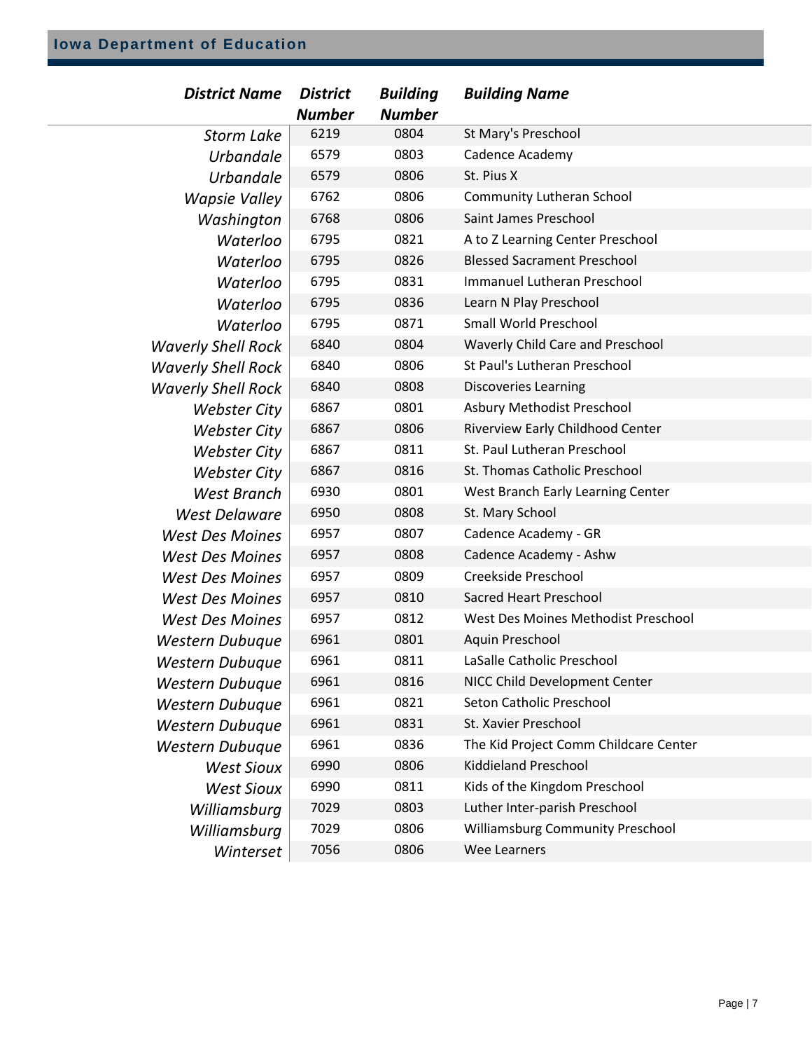| District Name | District Number | Building Number | Building Name |
|---|---|---|---|
| Storm Lake | 6219 | 0804 | St Mary's Preschool |
| Urbandale | 6579 | 0803 | Cadence Academy |
| Urbandale | 6579 | 0806 | St. Pius X |
| Wapsie Valley | 6762 | 0806 | Community Lutheran School |
| Washington | 6768 | 0806 | Saint James Preschool |
| Waterloo | 6795 | 0821 | A to Z Learning Center Preschool |
| Waterloo | 6795 | 0826 | Blessed Sacrament Preschool |
| Waterloo | 6795 | 0831 | Immanuel Lutheran Preschool |
| Waterloo | 6795 | 0836 | Learn N Play Preschool |
| Waterloo | 6795 | 0871 | Small World Preschool |
| Waverly Shell Rock | 6840 | 0804 | Waverly Child Care and Preschool |
| Waverly Shell Rock | 6840 | 0806 | St Paul's Lutheran Preschool |
| Waverly Shell Rock | 6840 | 0808 | Discoveries Learning |
| Webster City | 6867 | 0801 | Asbury Methodist Preschool |
| Webster City | 6867 | 0806 | Riverview Early Childhood Center |
| Webster City | 6867 | 0811 | St. Paul Lutheran Preschool |
| Webster City | 6867 | 0816 | St. Thomas Catholic Preschool |
| West Branch | 6930 | 0801 | West Branch Early Learning Center |
| West Delaware | 6950 | 0808 | St. Mary School |
| West Des Moines | 6957 | 0807 | Cadence Academy - GR |
| West Des Moines | 6957 | 0808 | Cadence Academy - Ashw |
| West Des Moines | 6957 | 0809 | Creekside Preschool |
| West Des Moines | 6957 | 0810 | Sacred Heart Preschool |
| West Des Moines | 6957 | 0812 | West Des Moines Methodist Preschool |
| Western Dubuque | 6961 | 0801 | Aquin Preschool |
| Western Dubuque | 6961 | 0811 | LaSalle Catholic Preschool |
| Western Dubuque | 6961 | 0816 | NICC Child Development Center |
| Western Dubuque | 6961 | 0821 | Seton Catholic Preschool |
| Western Dubuque | 6961 | 0831 | St. Xavier Preschool |
| Western Dubuque | 6961 | 0836 | The Kid Project Comm Childcare Center |
| West Sioux | 6990 | 0806 | Kiddieland Preschool |
| West Sioux | 6990 | 0811 | Kids of the Kingdom Preschool |
| Williamsburg | 7029 | 0803 | Luther Inter-parish Preschool |
| Williamsburg | 7029 | 0806 | Williamsburg Community Preschool |
| Winterset | 7056 | 0806 | Wee Learners |